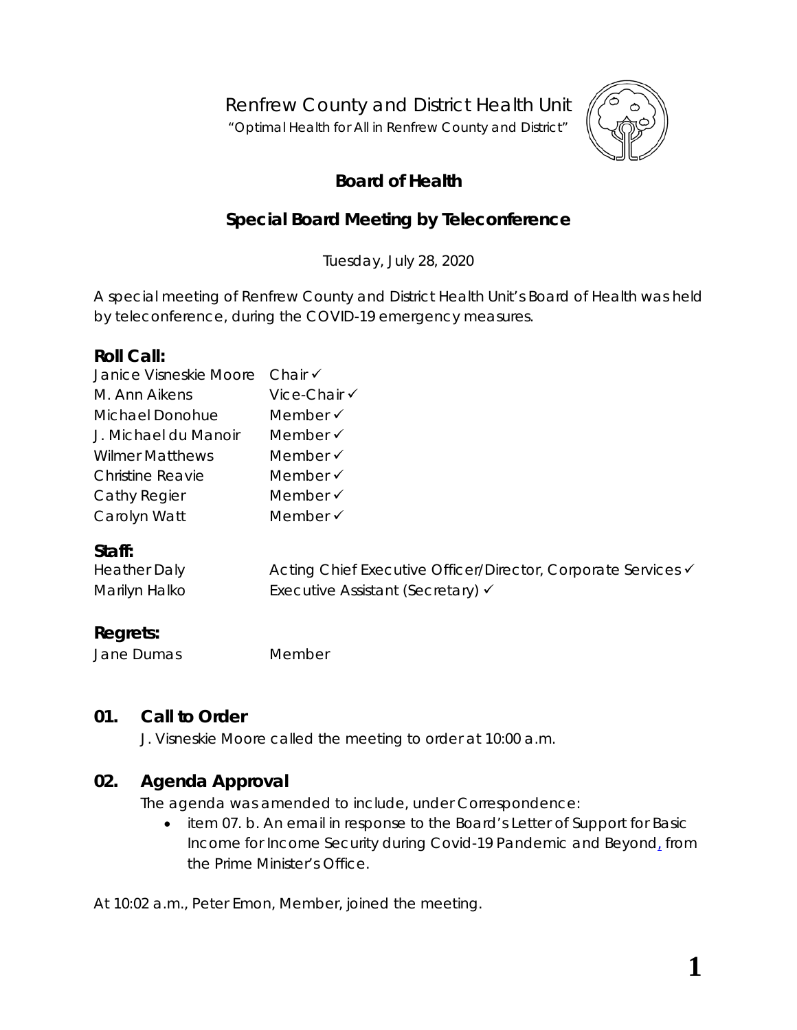# Renfrew County and District Health Unit

"Optimal Health for All in Renfrew County and District"

## Board of Health

## Special Board Meeting by Teleconference

Tuesday, July 28, 2020

A special meeting of Renfrew County and District Health Unit's Board of Health was held by teleconference, during the COVID-19 emergency measures.

### Roll Call:

| | |
|---|---|
| Janice Visneskie Moore | Chair ✓ |
| M. Ann Aikens | Vice-Chair ✓ |
| Michael Donohue | Member ✓ |
| J. Michael du Manoir | Member ✓ |
| Wilmer Matthews | Member ✓ |
| Christine Reavie | Member ✓ |
| Cathy Regier | Member ✓ |
| Carolyn Watt | Member ✓ |

### Staff:

| | |
|---|---|
| Heather Daly | Acting Chief Executive Officer/Director, Corporate Services ✓ |
| Marilyn Halko | Executive Assistant (Secretary) ✓ |

### Regrets:

| | |
|---|---|
| Jane Dumas | Member |

## 01. Call to Order

J. Visneskie Moore called the meeting to order at 10:00 a.m.

## 02. Agenda Approval

The agenda was amended to include, under Correspondence:

- item 07. b. An email in response to the Board's Letter of Support for Basic Income for Income Security during Covid-19 Pandemic and Beyond, from the Prime Minister's Office.

At 10:02 a.m., Peter Emon, Member, joined the meeting.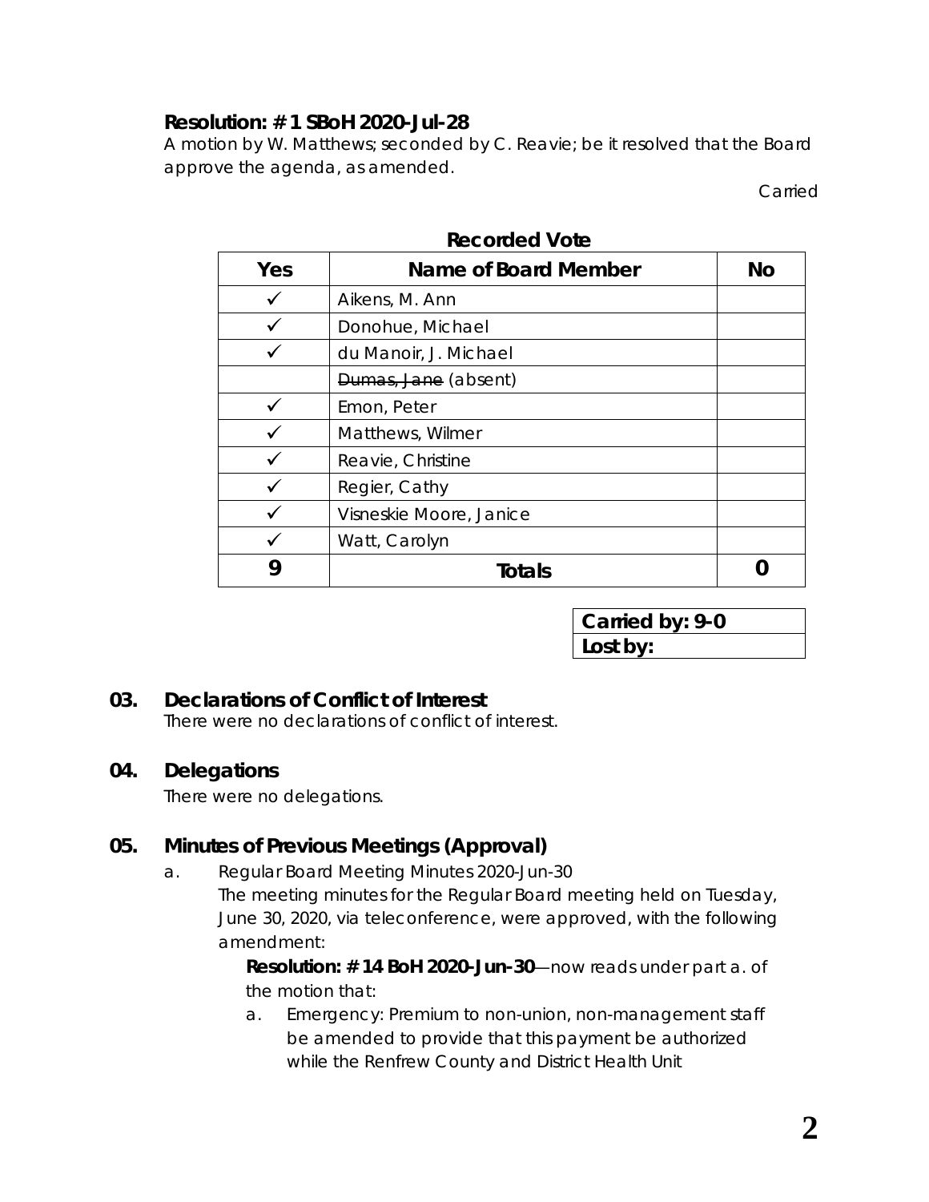**Resolution: # 1 SBoH 2020-Jul-28**
A motion by W. Matthews; seconded by C. Reavie; be it resolved that the Board approve the agenda, as amended.

Carried

**Recorded Vote**

| Yes | Name of Board Member | No |
|---|---|---|
| ✓ | Aikens, M. Ann | |
| ✓ | Donohue, Michael | |
| ✓ | du Manoir, J. Michael | |
| | ~~Dumas, Jane~~ (absent) | |
| ✓ | Emon, Peter | |
| ✓ | Matthews, Wilmer | |
| ✓ | Reavie, Christine | |
| ✓ | Regier, Cathy | |
| ✓ | Visneskie Moore, Janice | |
| ✓ | Watt, Carolyn | |
| **9** | **Totals** | **0** |

| **Carried by: 9-0** |
|---|
| **Lost by:** |

## 03. Declarations of Conflict of Interest

There were no declarations of conflict of interest.

## 04. Delegations

There were no delegations.

## 05. Minutes of Previous Meetings (Approval)

a. Regular Board Meeting Minutes 2020-Jun-30
The meeting minutes for the Regular Board meeting held on Tuesday, June 30, 2020, via teleconference, were approved, with the following amendment:

**Resolution: # 14 BoH 2020-Jun-30**—now reads under part a. of the motion that:

a. Emergency: Premium to non-union, non-management staff be amended to provide that this payment be authorized while the Renfrew County and District Health Unit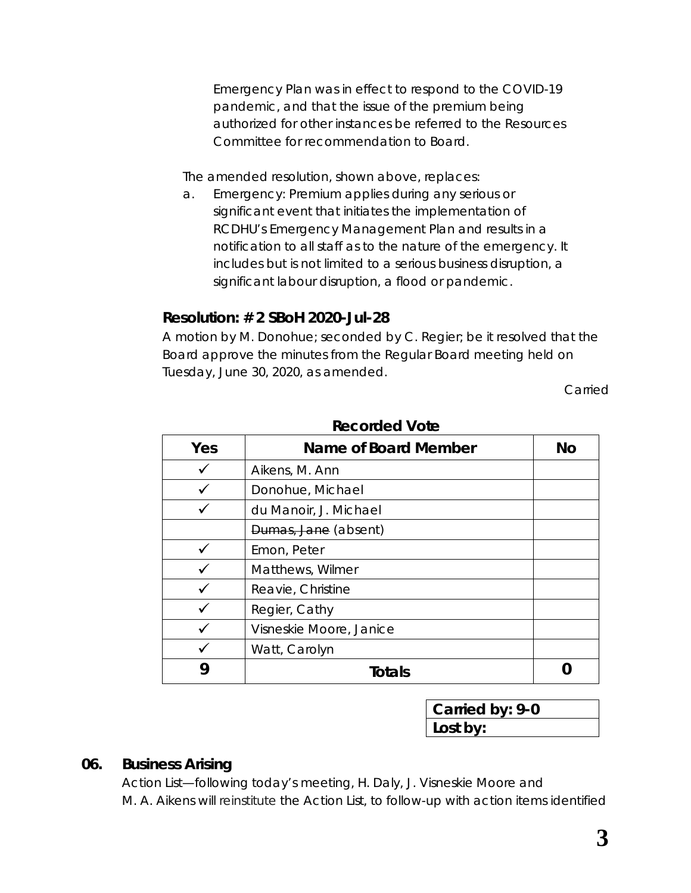Emergency Plan was in effect to respond to the COVID-19 pandemic, and that the issue of the premium being authorized for other instances be referred to the Resources Committee for recommendation to Board.

The amended resolution, shown above, replaces:

a. Emergency: Premium applies during any serious or significant event that initiates the implementation of RCDHU's Emergency Management Plan and results in a notification to all staff as to the nature of the emergency. It includes but is not limited to a serious business disruption, a significant labour disruption, a flood or pandemic.

### Resolution: # 2 SBoH 2020-Jul-28

A motion by M. Donohue; seconded by C. Regier; be it resolved that the Board approve the minutes from the Regular Board meeting held on Tuesday, June 30, 2020, as amended.

Carried

**Recorded Vote**

| Yes | Name of Board Member | No |
|---|---|---|
| ✓ | Aikens, M. Ann | |
| ✓ | Donohue, Michael | |
| ✓ | du Manoir, J. Michael | |
| | ~~Dumas, Jane~~ (absent) | |
| ✓ | Emon, Peter | |
| ✓ | Matthews, Wilmer | |
| ✓ | Reavie, Christine | |
| ✓ | Regier, Cathy | |
| ✓ | Visneskie Moore, Janice | |
| ✓ | Watt, Carolyn | |
| **9** | **Totals** | **0** |

| **Carried by: 9-0** |
|---|
| **Lost by:** |

## 06. Business Arising

Action List—following today's meeting, H. Daly, J. Visneskie Moore and M. A. Aikens will reinstitute the Action List, to follow-up with action items identified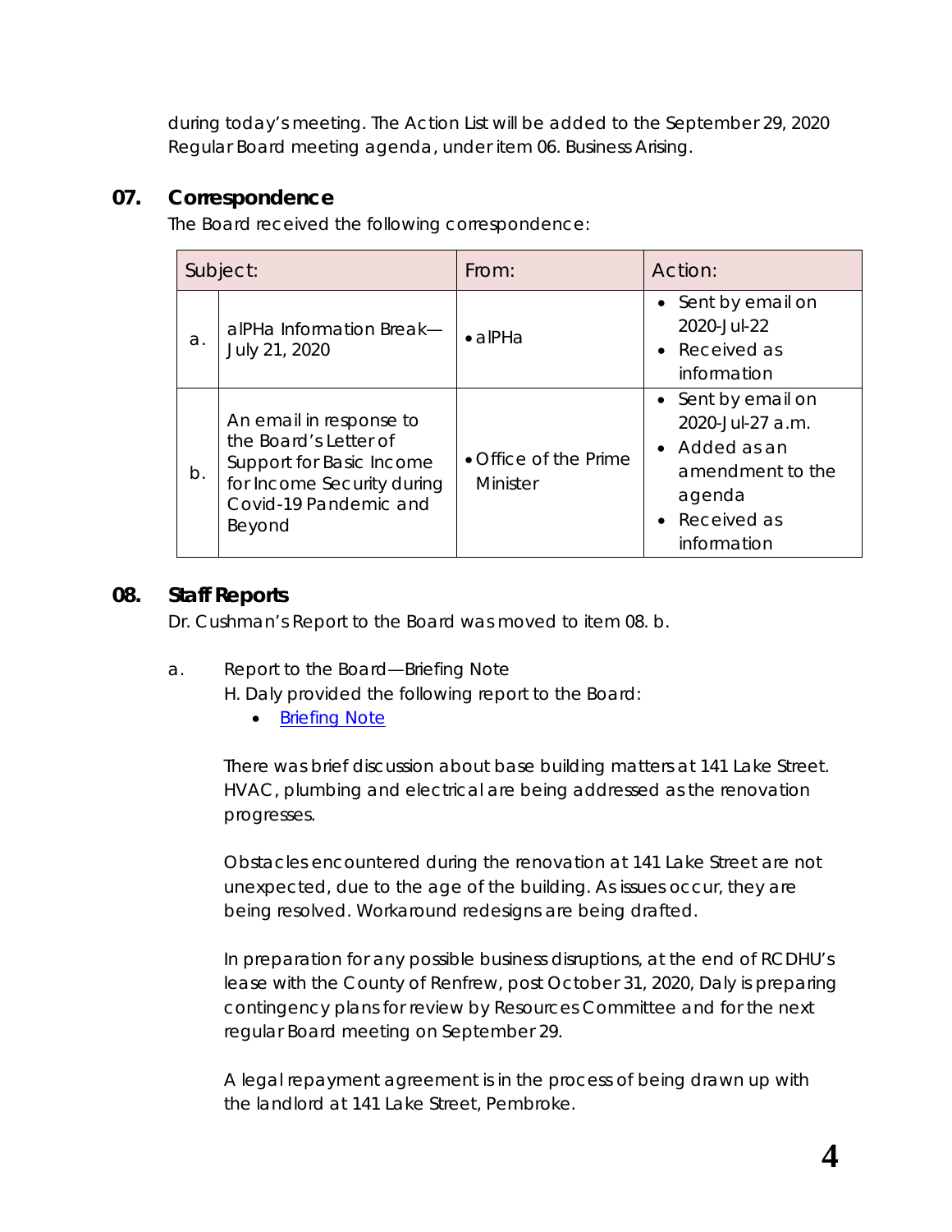during today's meeting. The Action List will be added to the September 29, 2020 Regular Board meeting agenda, under item 06. Business Arising.

## 07. Correspondence

The Board received the following correspondence:

| | Subject: | From: | Action: |
|---|---|---|---|
| a. | alPHa Information Break—July 21, 2020 | • alPHa | • Sent by email on 2020-Jul-22<br>• Received as information |
| b. | An email in response to the Board's Letter of Support for Basic Income for Income Security during Covid-19 Pandemic and Beyond | • Office of the Prime Minister | • Sent by email on 2020-Jul-27 a.m.<br>• Added as an amendment to the agenda<br>• Received as information |

## 08. Staff Reports

Dr. Cushman's Report to the Board was moved to item 08. b.

a. Report to the Board—Briefing Note

H. Daly provided the following report to the Board:

- Briefing Note

There was brief discussion about base building matters at 141 Lake Street. HVAC, plumbing and electrical are being addressed as the renovation progresses.

Obstacles encountered during the renovation at 141 Lake Street are not unexpected, due to the age of the building. As issues occur, they are being resolved. Workaround redesigns are being drafted.

In preparation for any possible business disruptions, at the end of RCDHU's lease with the County of Renfrew, post October 31, 2020, Daly is preparing contingency plans for review by Resources Committee and for the next regular Board meeting on September 29.

A legal repayment agreement is in the process of being drawn up with the landlord at 141 Lake Street, Pembroke.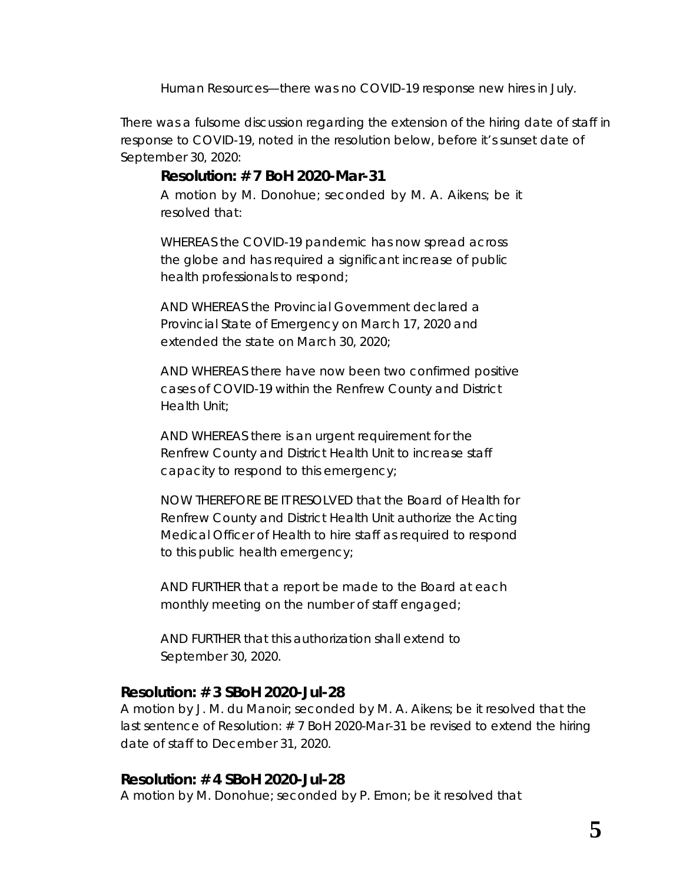Human Resources—there was no COVID-19 response new hires in July.

There was a fulsome discussion regarding the extension of the hiring date of staff in response to COVID-19, noted in the resolution below, before it's sunset date of September 30, 2020:

**Resolution: # 7 BoH 2020-Mar-31**

A motion by M. Donohue; seconded by M. A. Aikens; be it resolved that:

WHEREAS the COVID-19 pandemic has now spread across the globe and has required a significant increase of public health professionals to respond;

AND WHEREAS the Provincial Government declared a Provincial State of Emergency on March 17, 2020 and extended the state on March 30, 2020;

AND WHEREAS there have now been two confirmed positive cases of COVID-19 within the Renfrew County and District Health Unit;

AND WHEREAS there is an urgent requirement for the Renfrew County and District Health Unit to increase staff capacity to respond to this emergency;

NOW THEREFORE BE IT RESOLVED that the Board of Health for Renfrew County and District Health Unit authorize the Acting Medical Officer of Health to hire staff as required to respond to this public health emergency;

AND FURTHER that a report be made to the Board at each monthly meeting on the number of staff engaged;

AND FURTHER that this authorization shall extend to September 30, 2020.

**Resolution: # 3 SBoH 2020-Jul-28**

A motion by J. M. du Manoir; seconded by M. A. Aikens; be it resolved that the last sentence of Resolution: # 7 BoH 2020-Mar-31 be revised to extend the hiring date of staff to December 31, 2020.

**Resolution: # 4 SBoH 2020-Jul-28**

A motion by M. Donohue; seconded by P. Emon; be it resolved that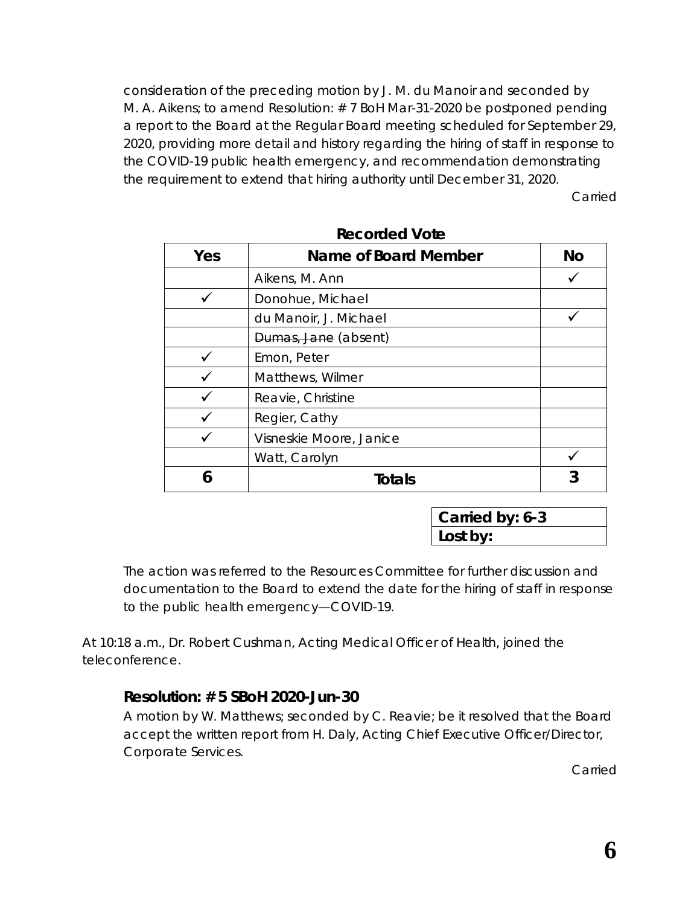consideration of the preceding motion by J. M. du Manoir and seconded by M. A. Aikens; to amend Resolution: # 7 BoH Mar-31-2020 be postponed pending a report to the Board at the Regular Board meeting scheduled for September 29, 2020, providing more detail and history regarding the hiring of staff in response to the COVID-19 public health emergency, and recommendation demonstrating the requirement to extend that hiring authority until December 31, 2020.

Carried

**Recorded Vote**

| Yes | Name of Board Member | No |
|---|---|---|
| | Aikens, M. Ann | ✓ |
| ✓ | Donohue, Michael | |
| | du Manoir, J. Michael | ✓ |
| | ~~Dumas, Jane~~ (absent) | |
| ✓ | Emon, Peter | |
| ✓ | Matthews, Wilmer | |
| ✓ | Reavie, Christine | |
| ✓ | Regier, Cathy | |
| ✓ | Visneskie Moore, Janice | |
| | Watt, Carolyn | ✓ |
| **6** | **Totals** | **3** |

| **Carried by: 6-3** |
|---|
| **Lost by:** |

The action was referred to the Resources Committee for further discussion and documentation to the Board to extend the date for the hiring of staff in response to the public health emergency—COVID-19.

At 10:18 a.m., Dr. Robert Cushman, Acting Medical Officer of Health, joined the teleconference.

**Resolution: # 5 SBoH 2020-Jun-30**

A motion by W. Matthews; seconded by C. Reavie; be it resolved that the Board accept the written report from H. Daly, Acting Chief Executive Officer/Director, Corporate Services.

Carried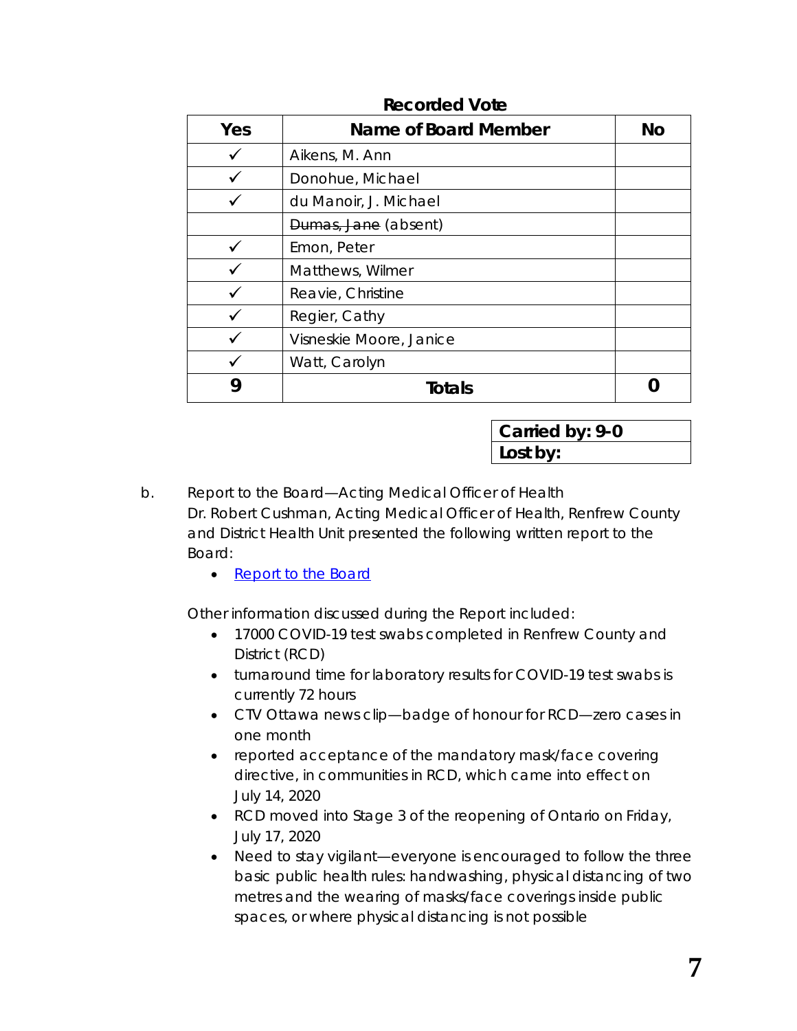**Recorded Vote**

| Yes | Name of Board Member | No |
|---|---|---|
| ✓ | Aikens, M. Ann | |
| ✓ | Donohue, Michael | |
| ✓ | du Manoir, J. Michael | |
| | ~~Dumas, Jane~~ (absent) | |
| ✓ | Emon, Peter | |
| ✓ | Matthews, Wilmer | |
| ✓ | Reavie, Christine | |
| ✓ | Regier, Cathy | |
| ✓ | Visneskie Moore, Janice | |
| ✓ | Watt, Carolyn | |
| **9** | **Totals** | **0** |

| **Carried by: 9-0** |
|---|
| **Lost by:** |

b. Report to the Board—Acting Medical Officer of Health
Dr. Robert Cushman, Acting Medical Officer of Health, Renfrew County and District Health Unit presented the following written report to the Board:

- Report to the Board

Other information discussed during the Report included:

- 17000 COVID-19 test swabs completed in Renfrew County and District (RCD)
- turnaround time for laboratory results for COVID-19 test swabs is currently 72 hours
- CTV Ottawa news clip—badge of honour for RCD—zero cases in one month
- reported acceptance of the mandatory mask/face covering directive, in communities in RCD, which came into effect on July 14, 2020
- RCD moved into Stage 3 of the reopening of Ontario on Friday, July 17, 2020
- Need to stay vigilant—everyone is encouraged to follow the three basic public health rules: handwashing, physical distancing of two metres and the wearing of masks/face coverings inside public spaces, or where physical distancing is not possible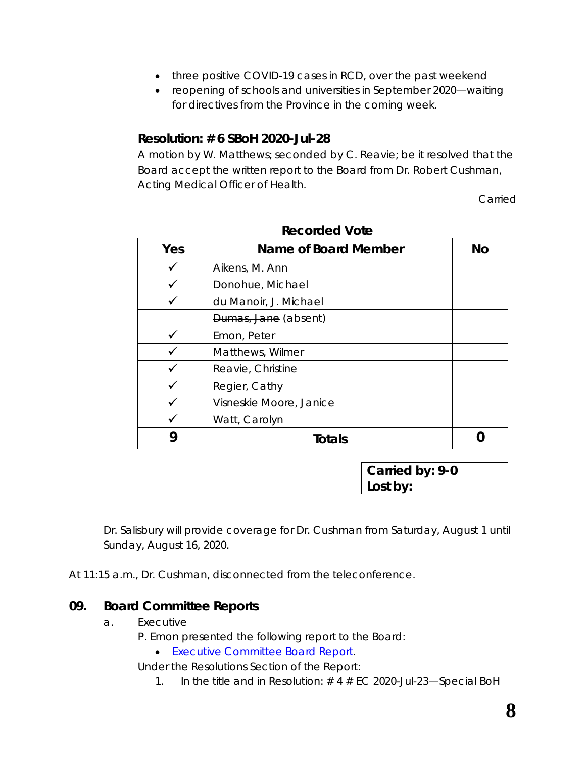- three positive COVID-19 cases in RCD, over the past weekend
- reopening of schools and universities in September 2020—waiting for directives from the Province in the coming week.

### Resolution: # 6 SBoH 2020-Jul-28

A motion by W. Matthews; seconded by C. Reavie; be it resolved that the Board accept the written report to the Board from Dr. Robert Cushman, Acting Medical Officer of Health.

Carried

**Recorded Vote**

| Yes | Name of Board Member | No |
|---|---|---|
| ✓ | Aikens, M. Ann | |
| ✓ | Donohue, Michael | |
| ✓ | du Manoir, J. Michael | |
| | ~~Dumas, Jane~~ (absent) | |
| ✓ | Emon, Peter | |
| ✓ | Matthews, Wilmer | |
| ✓ | Reavie, Christine | |
| ✓ | Regier, Cathy | |
| ✓ | Visneskie Moore, Janice | |
| ✓ | Watt, Carolyn | |
| **9** | **Totals** | **0** |

| **Carried by: 9-0** |
|---|
| **Lost by:** |

Dr. Salisbury will provide coverage for Dr. Cushman from Saturday, August 1 until Sunday, August 16, 2020.

At 11:15 a.m., Dr. Cushman, disconnected from the teleconference.

## 09. Board Committee Reports

a. Executive

P. Emon presented the following report to the Board:

- Executive Committee Board Report.

Under the Resolutions Section of the Report:

1. In the title and in Resolution: # 4 # EC 2020-Jul-23—Special BoH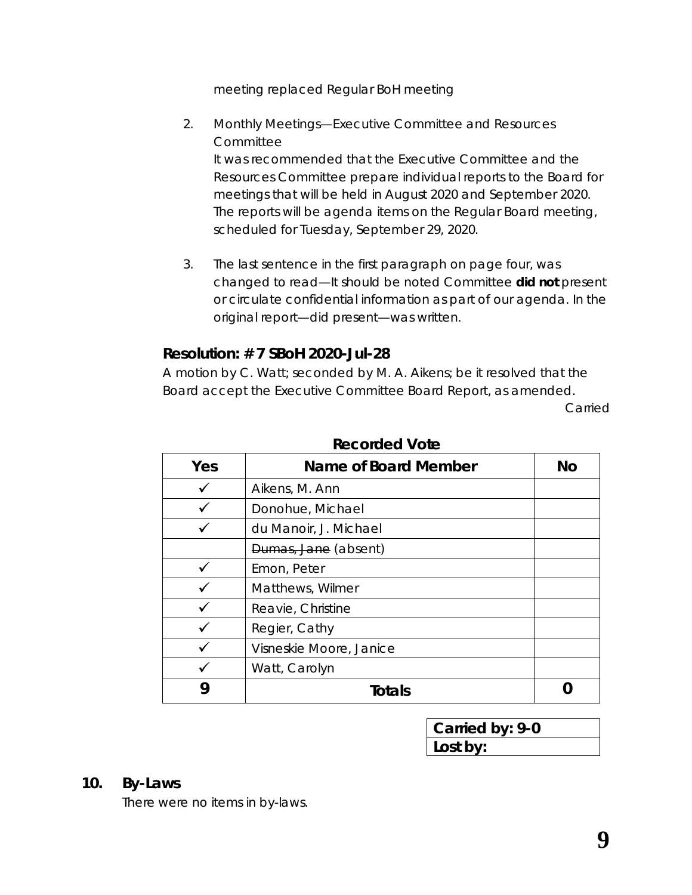meeting replaced Regular BoH meeting

2. Monthly Meetings—Executive Committee and Resources Committee
   It was recommended that the Executive Committee and the Resources Committee prepare individual reports to the Board for meetings that will be held in August 2020 and September 2020. The reports will be agenda items on the Regular Board meeting, scheduled for Tuesday, September 29, 2020.

3. The last sentence in the first paragraph on page four, was changed to read—It should be noted Committee **did not** present or circulate confidential information as part of our agenda. In the original report—did present—was written.

### Resolution: # 7 SBoH 2020-Jul-28

A motion by C. Watt; seconded by M. A. Aikens; be it resolved that the Board accept the Executive Committee Board Report, as amended.

Carried

**Recorded Vote**

| Yes | Name of Board Member | No |
|---|---|---|
| ✓ | Aikens, M. Ann | |
| ✓ | Donohue, Michael | |
| ✓ | du Manoir, J. Michael | |
| | ~~Dumas, Jane~~ (absent) | |
| ✓ | Emon, Peter | |
| ✓ | Matthews, Wilmer | |
| ✓ | Reavie, Christine | |
| ✓ | Regier, Cathy | |
| ✓ | Visneskie Moore, Janice | |
| ✓ | Watt, Carolyn | |
| **9** | **Totals** | **0** |

| Carried by: 9-0 |
|---|
| Lost by: |

## 10. By-Laws

There were no items in by-laws.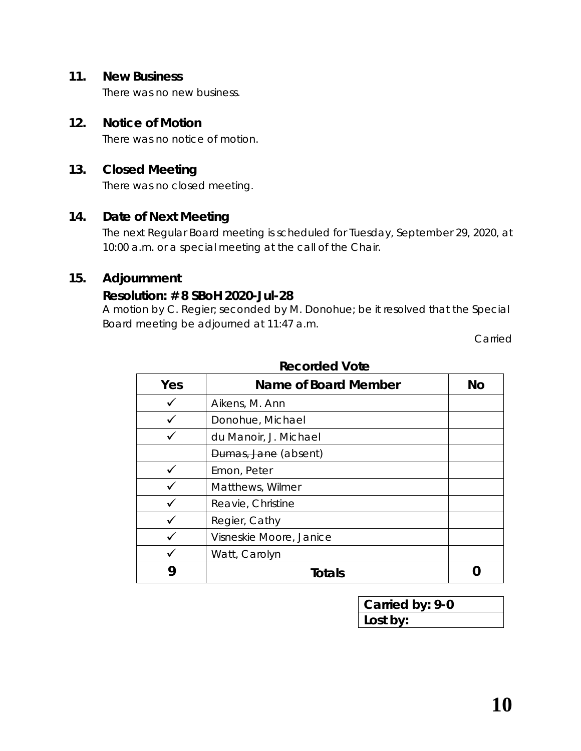## 11. New Business

There was no new business.

## 12. Notice of Motion

There was no notice of motion.

## 13. Closed Meeting

There was no closed meeting.

## 14. Date of Next Meeting

The next Regular Board meeting is scheduled for Tuesday, September 29, 2020, at 10:00 a.m. or a special meeting at the call of the Chair.

## 15. Adjournment

**Resolution: # 8 SBoH 2020-Jul-28**

A motion by C. Regier; seconded by M. Donohue; be it resolved that the Special Board meeting be adjourned at 11:47 a.m.

Carried

**Recorded Vote**

| Yes | Name of Board Member | No |
|---|---|---|
| ✓ | Aikens, M. Ann | |
| ✓ | Donohue, Michael | |
| ✓ | du Manoir, J. Michael | |
| | ~~Dumas, Jane~~ (absent) | |
| ✓ | Emon, Peter | |
| ✓ | Matthews, Wilmer | |
| ✓ | Reavie, Christine | |
| ✓ | Regier, Cathy | |
| ✓ | Visneskie Moore, Janice | |
| ✓ | Watt, Carolyn | |
| **9** | **Totals** | **0** |

| **Carried by: 9-0** |
|---|
| **Lost by:** |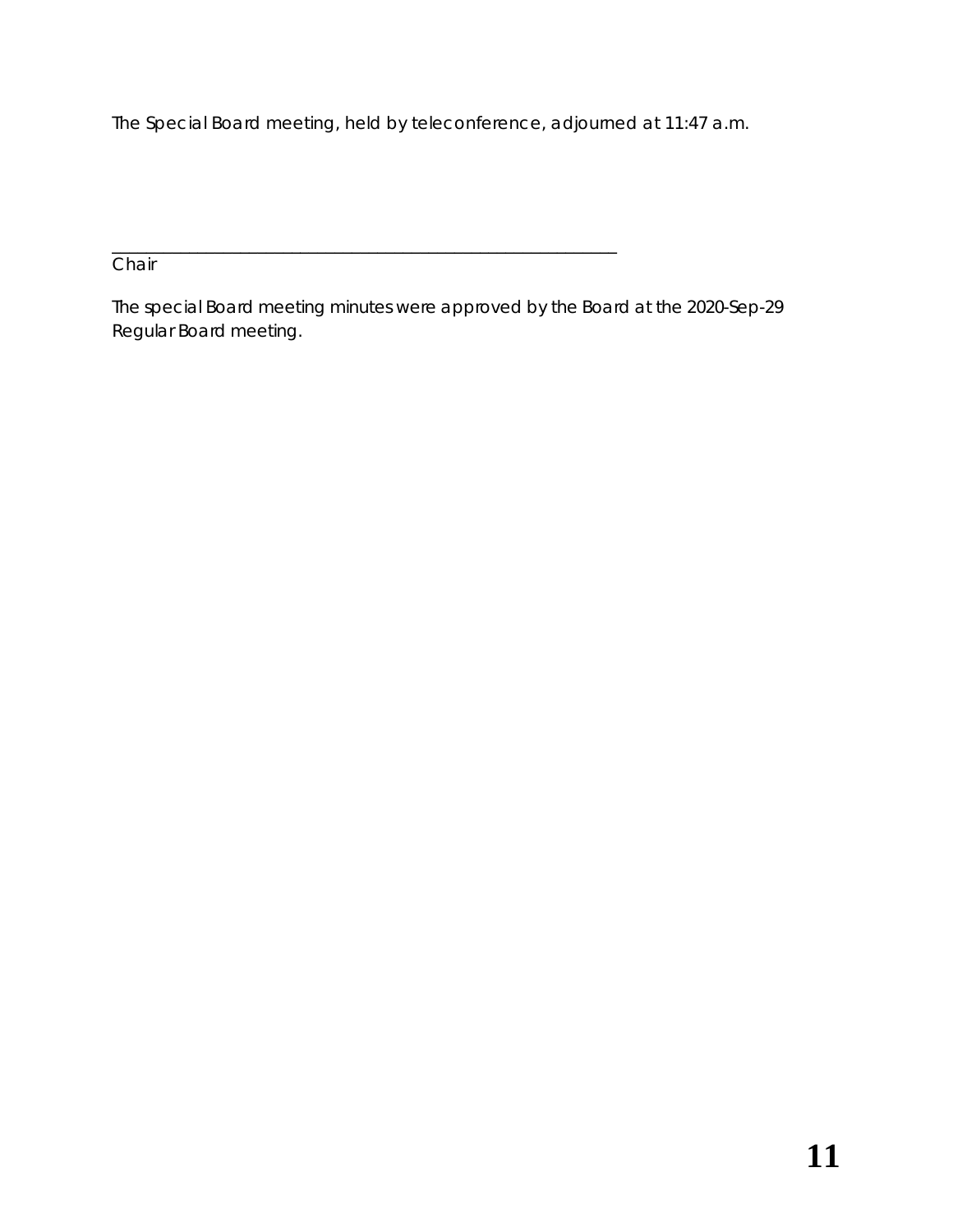The Special Board meeting, held by teleconference, adjourned at 11:47 a.m.

\_\_\_\_\_\_\_\_\_\_\_\_\_\_\_\_\_\_\_\_\_\_\_\_\_\_\_\_\_\_\_\_\_\_\_\_\_\_\_\_\_\_\_\_\_\_\_\_\_\_\_\_\_\_\_\_

Chair

The special Board meeting minutes were approved by the Board at the 2020-Sep-29 Regular Board meeting.